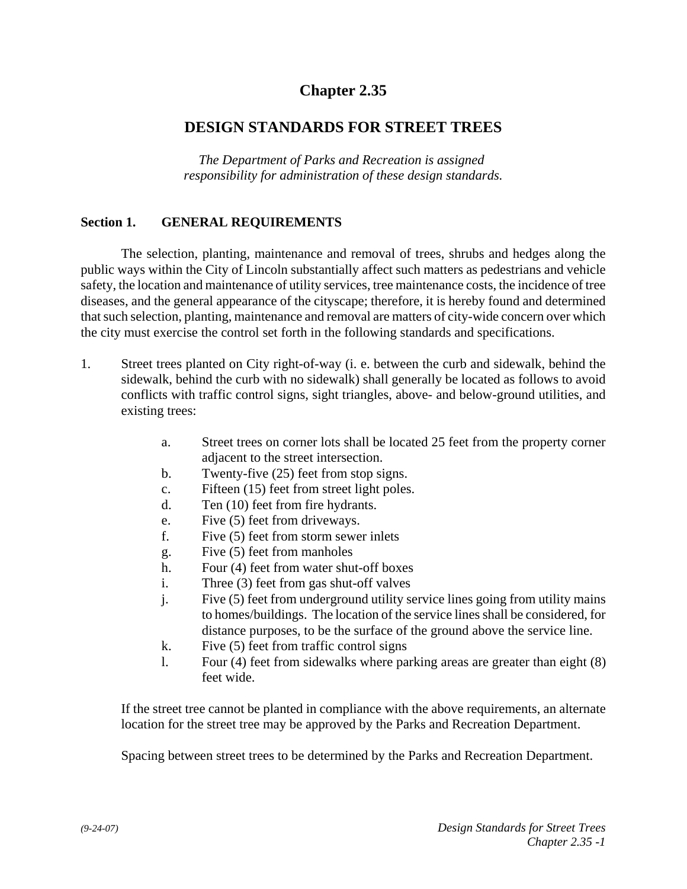# Chapter 2.35

## DESIGN STANDARDS FOR STREET TREES

*The Department of Parks and Recreation is assigned responsibility for administration of these design standards.*

### Section 1. GENERAL REQUIREMENTS

The selection, planting, maintenance and removal of trees, shrubs and hedges along the public ways within the City of Lincoln substantially affect such matters as pedestrians and vehicle safety, the location and maintenance of utility services, tree maintenance costs, the incidence of tree diseases, and the general appearance of the cityscape; therefore, it is hereby found and determined that such selection, planting, maintenance and removal are matters of city-wide concern over which the city must exercise the control set forth in the following standards and specifications.

1. Street trees planted on City right-of-way (i. e. between the curb and sidewalk, behind the sidewalk, behind the curb with no sidewalk) shall generally be located as follows to avoid conflicts with traffic control signs, sight triangles, above- and below-ground utilities, and existing trees:

   a. Street trees on corner lots shall be located 25 feet from the property corner adjacent to the street intersection.
   b. Twenty-five (25) feet from stop signs.
   c. Fifteen (15) feet from street light poles.
   d. Ten (10) feet from fire hydrants.
   e. Five (5) feet from driveways.
   f. Five (5) feet from storm sewer inlets
   g. Five (5) feet from manholes
   h. Four (4) feet from water shut-off boxes
   i. Three (3) feet from gas shut-off valves
   j. Five (5) feet from underground utility service lines going from utility mains to homes/buildings. The location of the service lines shall be considered, for distance purposes, to be the surface of the ground above the service line.
   k. Five (5) feet from traffic control signs
   l. Four (4) feet from sidewalks where parking areas are greater than eight (8) feet wide.

   If the street tree cannot be planted in compliance with the above requirements, an alternate location for the street tree may be approved by the Parks and Recreation Department.

   Spacing between street trees to be determined by the Parks and Recreation Department.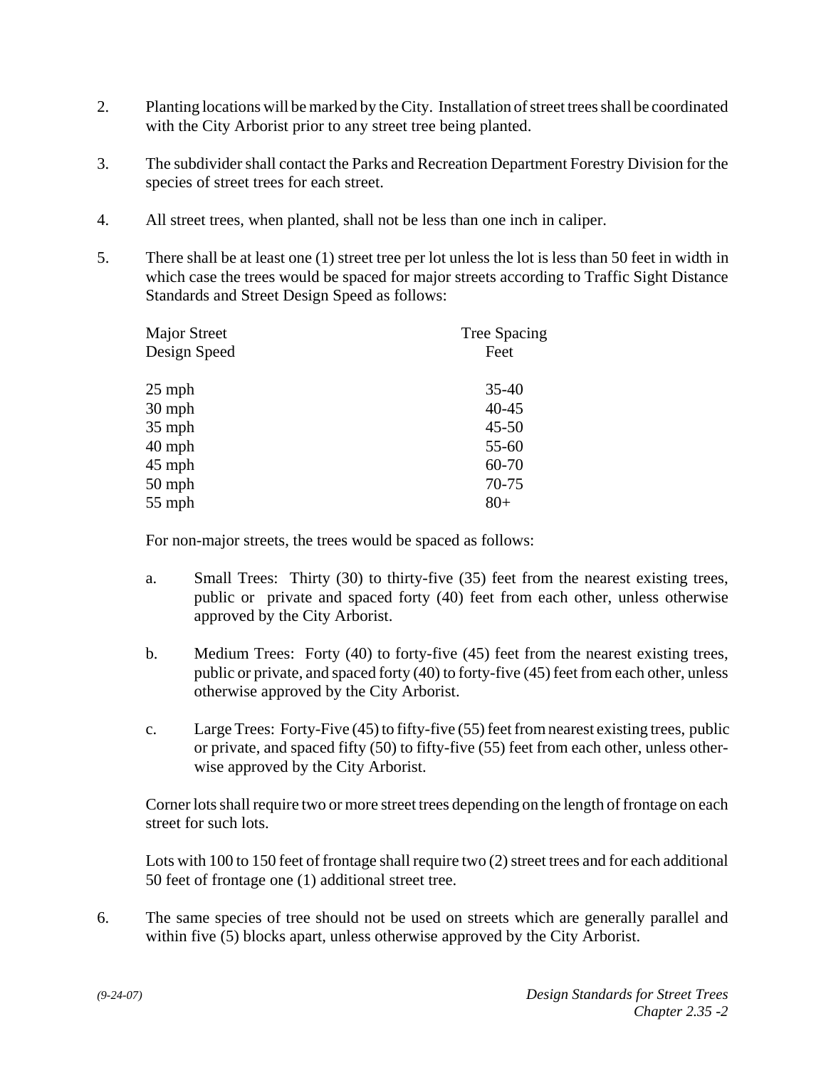2. Planting locations will be marked by the City. Installation of street trees shall be coordinated with the City Arborist prior to any street tree being planted.

3. The subdivider shall contact the Parks and Recreation Department Forestry Division for the species of street trees for each street.

4. All street trees, when planted, shall not be less than one inch in caliper.

5. There shall be at least one (1) street tree per lot unless the lot is less than 50 feet in width in which case the trees would be spaced for major streets according to Traffic Sight Distance Standards and Street Design Speed as follows:

| Major Street Design Speed | Tree Spacing Feet |
|---|---|
| 25 mph | 35-40 |
| 30 mph | 40-45 |
| 35 mph | 45-50 |
| 40 mph | 55-60 |
| 45 mph | 60-70 |
| 50 mph | 70-75 |
| 55 mph | 80+ |

For non-major streets, the trees would be spaced as follows:

a. Small Trees: Thirty (30) to thirty-five (35) feet from the nearest existing trees, public or private and spaced forty (40) feet from each other, unless otherwise approved by the City Arborist.

b. Medium Trees: Forty (40) to forty-five (45) feet from the nearest existing trees, public or private, and spaced forty (40) to forty-five (45) feet from each other, unless otherwise approved by the City Arborist.

c. Large Trees: Forty-Five (45) to fifty-five (55) feet from nearest existing trees, public or private, and spaced fifty (50) to fifty-five (55) feet from each other, unless otherwise approved by the City Arborist.

Corner lots shall require two or more street trees depending on the length of frontage on each street for such lots.

Lots with 100 to 150 feet of frontage shall require two (2) street trees and for each additional 50 feet of frontage one (1) additional street tree.

6. The same species of tree should not be used on streets which are generally parallel and within five (5) blocks apart, unless otherwise approved by the City Arborist.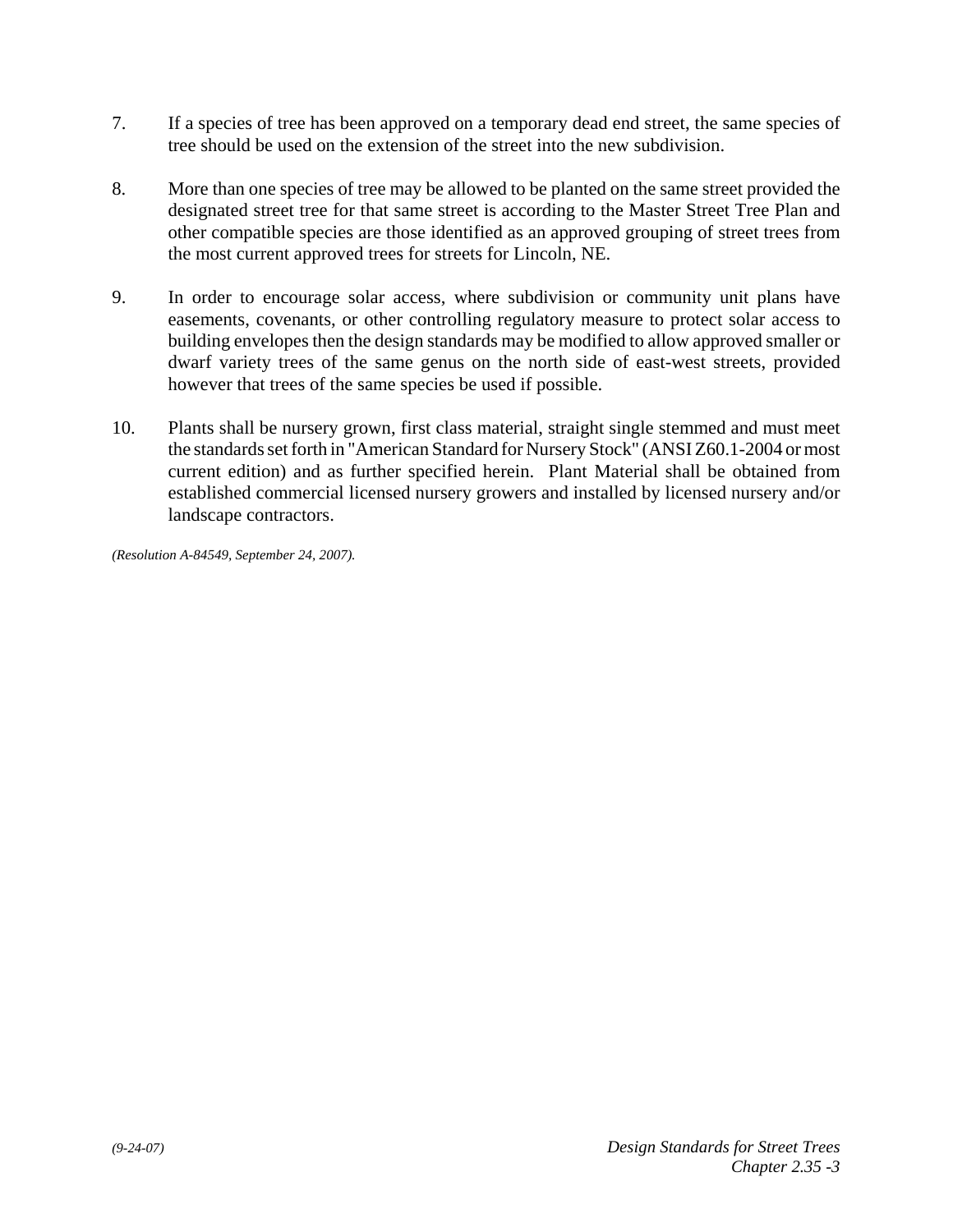7. If a species of tree has been approved on a temporary dead end street, the same species of tree should be used on the extension of the street into the new subdivision.

8. More than one species of tree may be allowed to be planted on the same street provided the designated street tree for that same street is according to the Master Street Tree Plan and other compatible species are those identified as an approved grouping of street trees from the most current approved trees for streets for Lincoln, NE.

9. In order to encourage solar access, where subdivision or community unit plans have easements, covenants, or other controlling regulatory measure to protect solar access to building envelopes then the design standards may be modified to allow approved smaller or dwarf variety trees of the same genus on the north side of east-west streets, provided however that trees of the same species be used if possible.

10. Plants shall be nursery grown, first class material, straight single stemmed and must meet the standards set forth in "American Standard for Nursery Stock" (ANSI Z60.1-2004 or most current edition) and as further specified herein. Plant Material shall be obtained from established commercial licensed nursery growers and installed by licensed nursery and/or landscape contractors.

*(Resolution A-84549, September 24, 2007).*